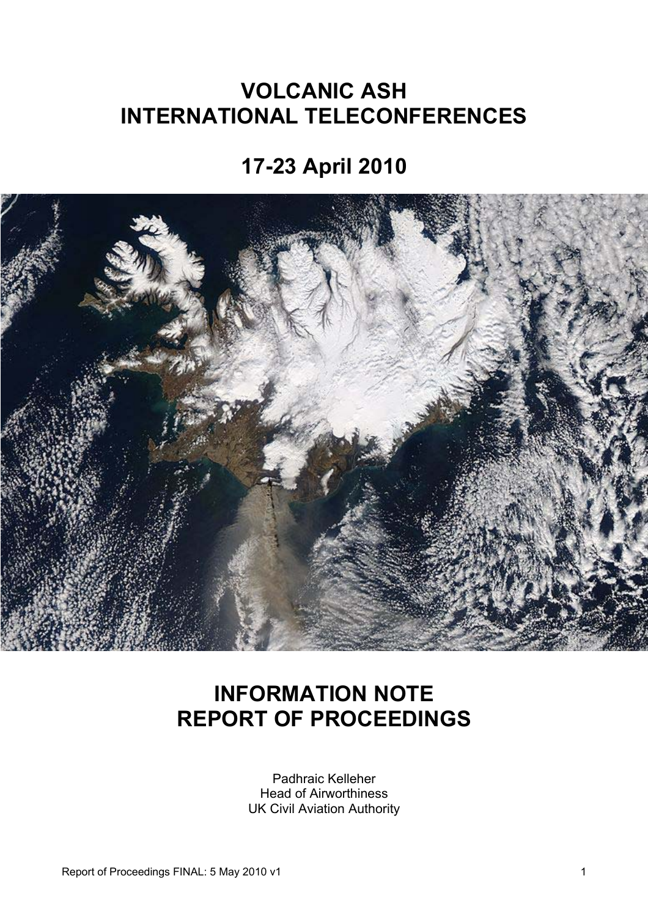# VOLCANIC ASH
# INTERNATIONAL TELECONFERENCES

# 17-23 April 2010

# INFORMATION NOTE
# REPORT OF PROCEEDINGS

Padhraic Kelleher
Head of Airworthiness
UK Civil Aviation Authority

Report of Proceedings FINAL: 5 May 2010 v1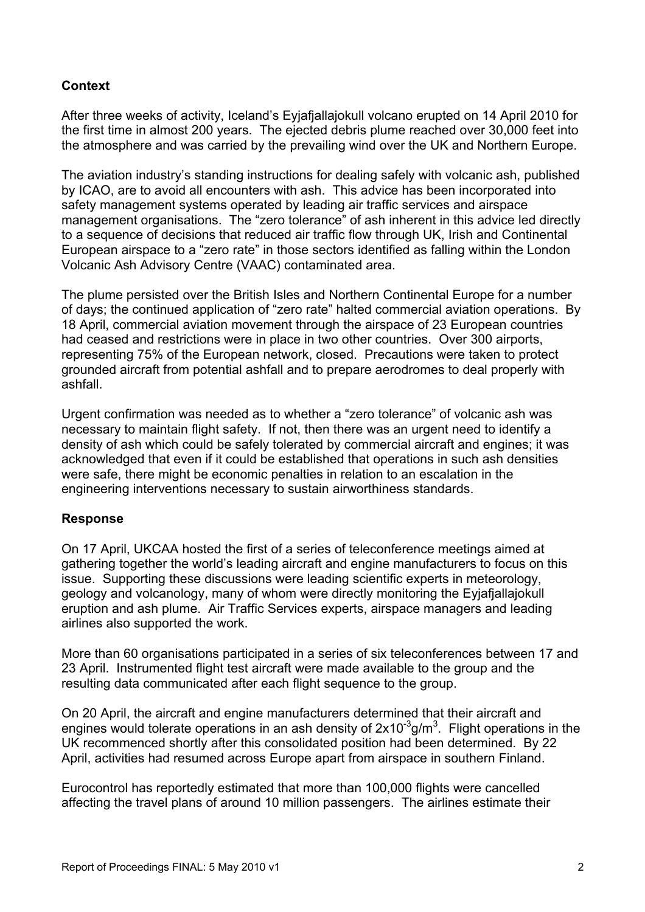## Context

After three weeks of activity, Iceland's Eyjafjallajokull volcano erupted on 14 April 2010 for the first time in almost 200 years. The ejected debris plume reached over 30,000 feet into the atmosphere and was carried by the prevailing wind over the UK and Northern Europe.

The aviation industry's standing instructions for dealing safely with volcanic ash, published by ICAO, are to avoid all encounters with ash. This advice has been incorporated into safety management systems operated by leading air traffic services and airspace management organisations. The "zero tolerance" of ash inherent in this advice led directly to a sequence of decisions that reduced air traffic flow through UK, Irish and Continental European airspace to a "zero rate" in those sectors identified as falling within the London Volcanic Ash Advisory Centre (VAAC) contaminated area.

The plume persisted over the British Isles and Northern Continental Europe for a number of days; the continued application of "zero rate" halted commercial aviation operations. By 18 April, commercial aviation movement through the airspace of 23 European countries had ceased and restrictions were in place in two other countries. Over 300 airports, representing 75% of the European network, closed. Precautions were taken to protect grounded aircraft from potential ashfall and to prepare aerodromes to deal properly with ashfall.

Urgent confirmation was needed as to whether a "zero tolerance" of volcanic ash was necessary to maintain flight safety. If not, then there was an urgent need to identify a density of ash which could be safely tolerated by commercial aircraft and engines; it was acknowledged that even if it could be established that operations in such ash densities were safe, there might be economic penalties in relation to an escalation in the engineering interventions necessary to sustain airworthiness standards.

## Response

On 17 April, UKCAA hosted the first of a series of teleconference meetings aimed at gathering together the world's leading aircraft and engine manufacturers to focus on this issue. Supporting these discussions were leading scientific experts in meteorology, geology and volcanology, many of whom were directly monitoring the Eyjafjallajokull eruption and ash plume. Air Traffic Services experts, airspace managers and leading airlines also supported the work.

More than 60 organisations participated in a series of six teleconferences between 17 and 23 April. Instrumented flight test aircraft were made available to the group and the resulting data communicated after each flight sequence to the group.

On 20 April, the aircraft and engine manufacturers determined that their aircraft and engines would tolerate operations in an ash density of $2x10^{-3}g/m^3$. Flight operations in the UK recommenced shortly after this consolidated position had been determined. By 22 April, activities had resumed across Europe apart from airspace in southern Finland.

Eurocontrol has reportedly estimated that more than 100,000 flights were cancelled affecting the travel plans of around 10 million passengers. The airlines estimate their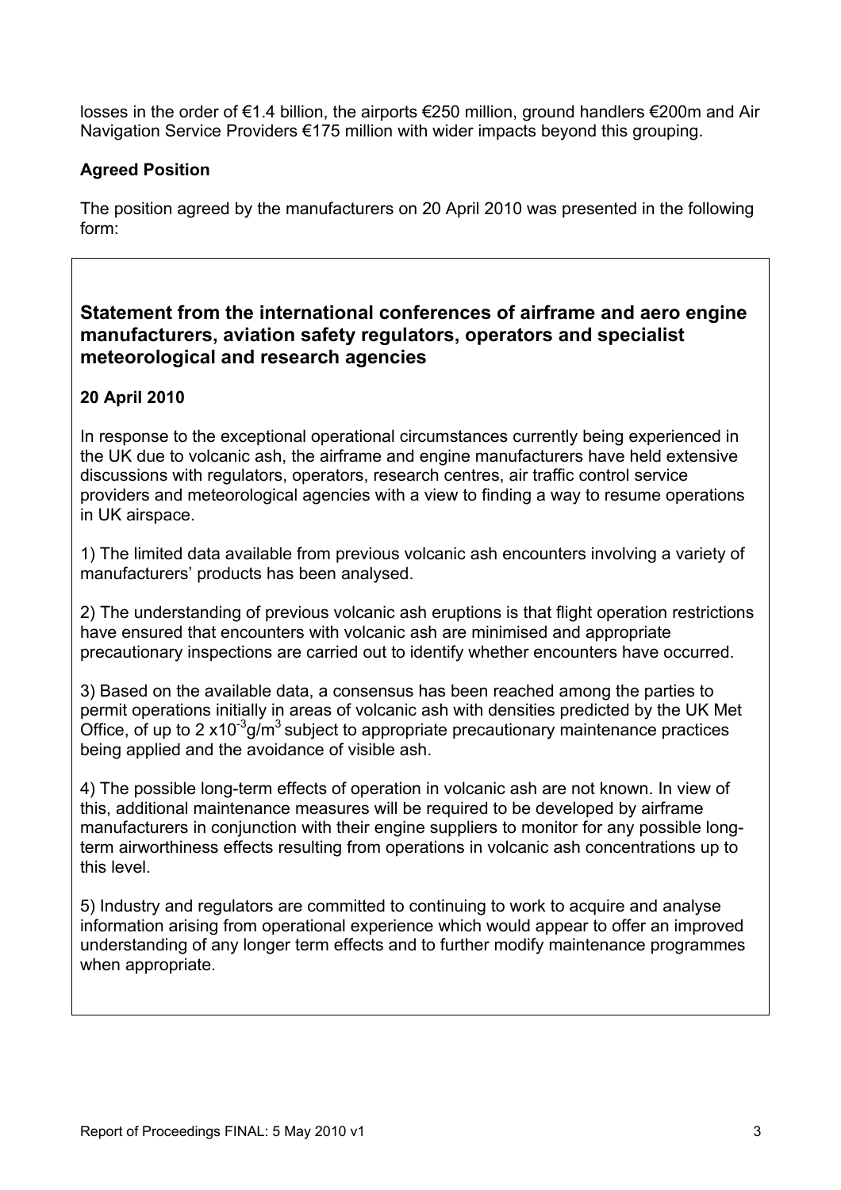losses in the order of €1.4 billion, the airports €250 million, ground handlers €200m and Air Navigation Service Providers €175 million with wider impacts beyond this grouping.

**Agreed Position**

The position agreed by the manufacturers on 20 April 2010 was presented in the following form:

### Statement from the international conferences of airframe and aero engine manufacturers, aviation safety regulators, operators and specialist meteorological and research agencies

**20 April 2010**

In response to the exceptional operational circumstances currently being experienced in the UK due to volcanic ash, the airframe and engine manufacturers have held extensive discussions with regulators, operators, research centres, air traffic control service providers and meteorological agencies with a view to finding a way to resume operations in UK airspace.

1) The limited data available from previous volcanic ash encounters involving a variety of manufacturers' products has been analysed.

2) The understanding of previous volcanic ash eruptions is that flight operation restrictions have ensured that encounters with volcanic ash are minimised and appropriate precautionary inspections are carried out to identify whether encounters have occurred.

3) Based on the available data, a consensus has been reached among the parties to permit operations initially in areas of volcanic ash with densities predicted by the UK Met Office, of up to $2 \times 10^{-3} g/m^3$ subject to appropriate precautionary maintenance practices being applied and the avoidance of visible ash.

4) The possible long-term effects of operation in volcanic ash are not known. In view of this, additional maintenance measures will be required to be developed by airframe manufacturers in conjunction with their engine suppliers to monitor for any possible long-term airworthiness effects resulting from operations in volcanic ash concentrations up to this level.

5) Industry and regulators are committed to continuing to work to acquire and analyse information arising from operational experience which would appear to offer an improved understanding of any longer term effects and to further modify maintenance programmes when appropriate.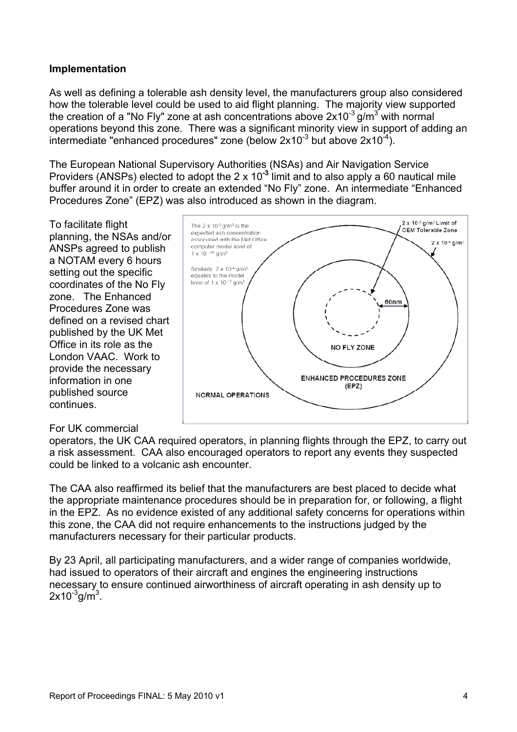### Implementation

As well as defining a tolerable ash density level, the manufacturers group also considered how the tolerable level could be used to aid flight planning. The majority view supported the creation of a "No Fly" zone at ash concentrations above $2x10^{-3}$ g/m$^3$ with normal operations beyond this zone. There was a significant minority view in support of adding an intermediate "enhanced procedures" zone (below $2x10^{-3}$ but above $2x10^{-4}$).

The European National Supervisory Authorities (NSAs) and Air Navigation Service Providers (ANSPs) elected to adopt the $2 \times 10^{-3}$ limit and to also apply a 60 nautical mile buffer around it in order to create an extended "No Fly" zone. An intermediate "Enhanced Procedures Zone" (EPZ) was also introduced as shown in the diagram.

To facilitate flight planning, the NSAs and/or ANSPs agreed to publish a NOTAM every 6 hours setting out the specific coordinates of the No Fly zone. The Enhanced Procedures Zone was defined on a revised chart published by the UK Met Office in its role as the London VAAC. Work to provide the necessary information in one published source continues.

The $2 \times 10^{-3}$ g/m$^3$ is the expected ash concentration associated with the Met Office computer model level of $1 \times 10^{-16}$ g/m$^3$

Similarly, $2 \times 10^{-4}$ g/m$^3$ equates to the model level of $1 \times 10^{-17}$ g/m$^3$

$2 \times 10^{-3}$ g/m$^3$ Limit of OEM Tolerable Zone

$2 \times 10^{-4}$ g/m$^3$

60nm

NO FLY ZONE

ENHANCED PROCEDURES ZONE (EPZ)

NORMAL OPERATIONS

For UK commercial operators, the UK CAA required operators, in planning flights through the EPZ, to carry out a risk assessment. CAA also encouraged operators to report any events they suspected could be linked to a volcanic ash encounter.

The CAA also reaffirmed its belief that the manufacturers are best placed to decide what the appropriate maintenance procedures should be in preparation for, or following, a flight in the EPZ. As no evidence existed of any additional safety concerns for operations within this zone, the CAA did not require enhancements to the instructions judged by the manufacturers necessary for their particular products.

By 23 April, all participating manufacturers, and a wider range of companies worldwide, had issued to operators of their aircraft and engines the engineering instructions necessary to ensure continued airworthiness of aircraft operating in ash density up to $2x10^{-3}$g/m$^3$.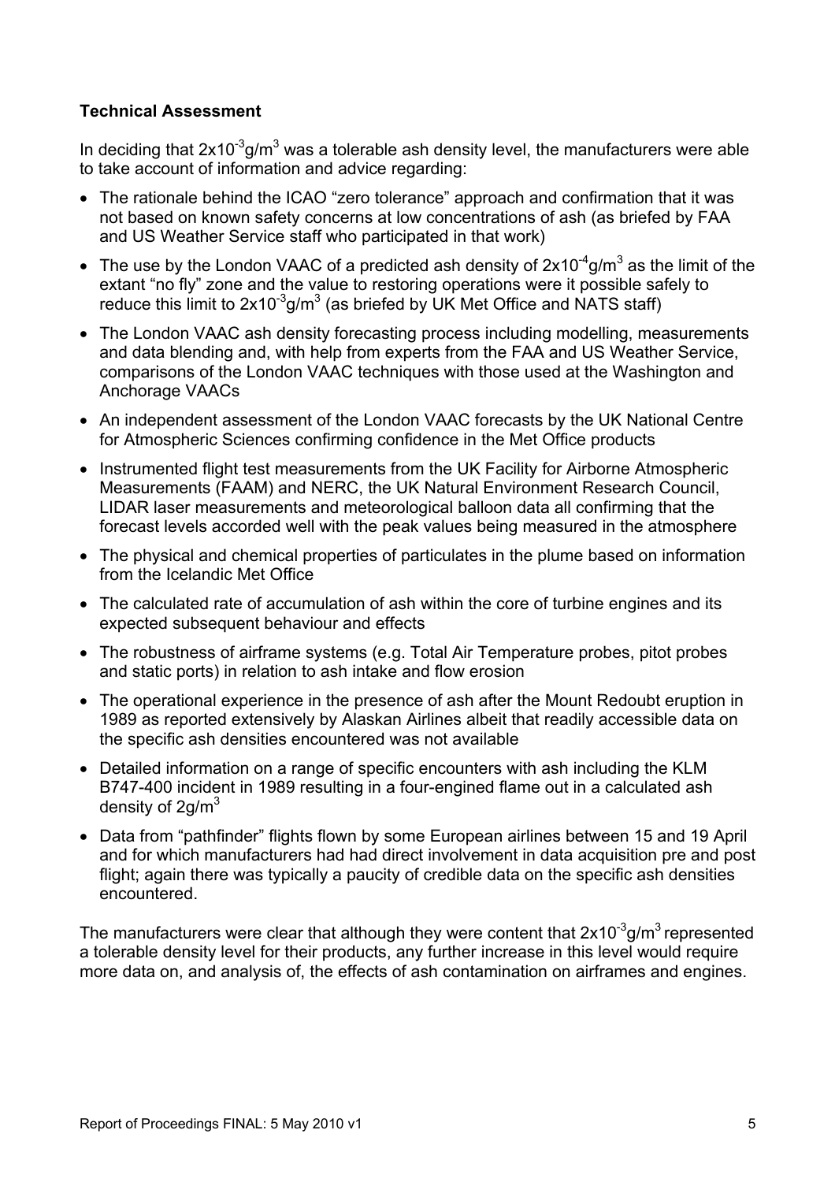**Technical Assessment**

In deciding that $2x10^{-3}g/m^3$ was a tolerable ash density level, the manufacturers were able to take account of information and advice regarding:

- The rationale behind the ICAO "zero tolerance" approach and confirmation that it was not based on known safety concerns at low concentrations of ash (as briefed by FAA and US Weather Service staff who participated in that work)
- The use by the London VAAC of a predicted ash density of $2x10^{-4}g/m^3$ as the limit of the extant "no fly" zone and the value to restoring operations were it possible safely to reduce this limit to $2x10^{-3}g/m^3$ (as briefed by UK Met Office and NATS staff)
- The London VAAC ash density forecasting process including modelling, measurements and data blending and, with help from experts from the FAA and US Weather Service, comparisons of the London VAAC techniques with those used at the Washington and Anchorage VAACs
- An independent assessment of the London VAAC forecasts by the UK National Centre for Atmospheric Sciences confirming confidence in the Met Office products
- Instrumented flight test measurements from the UK Facility for Airborne Atmospheric Measurements (FAAM) and NERC, the UK Natural Environment Research Council, LIDAR laser measurements and meteorological balloon data all confirming that the forecast levels accorded well with the peak values being measured in the atmosphere
- The physical and chemical properties of particulates in the plume based on information from the Icelandic Met Office
- The calculated rate of accumulation of ash within the core of turbine engines and its expected subsequent behaviour and effects
- The robustness of airframe systems (e.g. Total Air Temperature probes, pitot probes and static ports) in relation to ash intake and flow erosion
- The operational experience in the presence of ash after the Mount Redoubt eruption in 1989 as reported extensively by Alaskan Airlines albeit that readily accessible data on the specific ash densities encountered was not available
- Detailed information on a range of specific encounters with ash including the KLM B747-400 incident in 1989 resulting in a four-engined flame out in a calculated ash density of $2g/m^3$
- Data from "pathfinder" flights flown by some European airlines between 15 and 19 April and for which manufacturers had had direct involvement in data acquisition pre and post flight; again there was typically a paucity of credible data on the specific ash densities encountered.

The manufacturers were clear that although they were content that $2x10^{-3}g/m^3$ represented a tolerable density level for their products, any further increase in this level would require more data on, and analysis of, the effects of ash contamination on airframes and engines.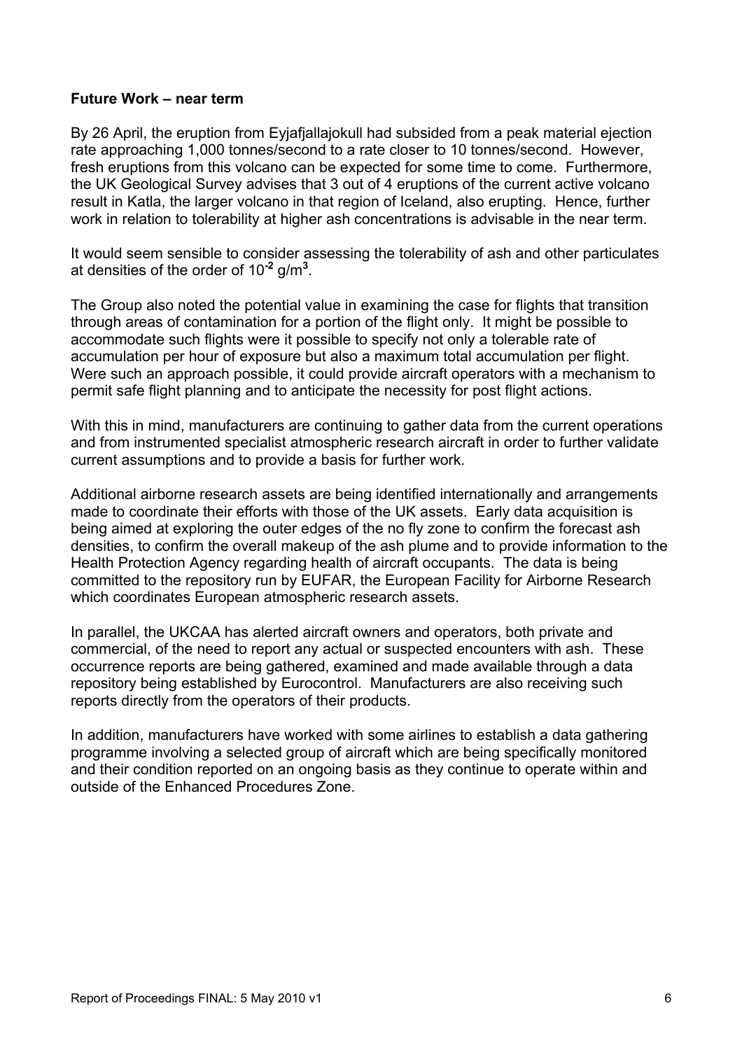**Future Work – near term**

By 26 April, the eruption from Eyjafjallajokull had subsided from a peak material ejection rate approaching 1,000 tonnes/second to a rate closer to 10 tonnes/second. However, fresh eruptions from this volcano can be expected for some time to come. Furthermore, the UK Geological Survey advises that 3 out of 4 eruptions of the current active volcano result in Katla, the larger volcano in that region of Iceland, also erupting. Hence, further work in relation to tolerability at higher ash concentrations is advisable in the near term.

It would seem sensible to consider assessing the tolerability of ash and other particulates at densities of the order of $10^{-2}$ g/m$^{3}$.

The Group also noted the potential value in examining the case for flights that transition through areas of contamination for a portion of the flight only. It might be possible to accommodate such flights were it possible to specify not only a tolerable rate of accumulation per hour of exposure but also a maximum total accumulation per flight. Were such an approach possible, it could provide aircraft operators with a mechanism to permit safe flight planning and to anticipate the necessity for post flight actions.

With this in mind, manufacturers are continuing to gather data from the current operations and from instrumented specialist atmospheric research aircraft in order to further validate current assumptions and to provide a basis for further work.

Additional airborne research assets are being identified internationally and arrangements made to coordinate their efforts with those of the UK assets. Early data acquisition is being aimed at exploring the outer edges of the no fly zone to confirm the forecast ash densities, to confirm the overall makeup of the ash plume and to provide information to the Health Protection Agency regarding health of aircraft occupants. The data is being committed to the repository run by EUFAR, the European Facility for Airborne Research which coordinates European atmospheric research assets.

In parallel, the UKCAA has alerted aircraft owners and operators, both private and commercial, of the need to report any actual or suspected encounters with ash. These occurrence reports are being gathered, examined and made available through a data repository being established by Eurocontrol. Manufacturers are also receiving such reports directly from the operators of their products.

In addition, manufacturers have worked with some airlines to establish a data gathering programme involving a selected group of aircraft which are being specifically monitored and their condition reported on an ongoing basis as they continue to operate within and outside of the Enhanced Procedures Zone.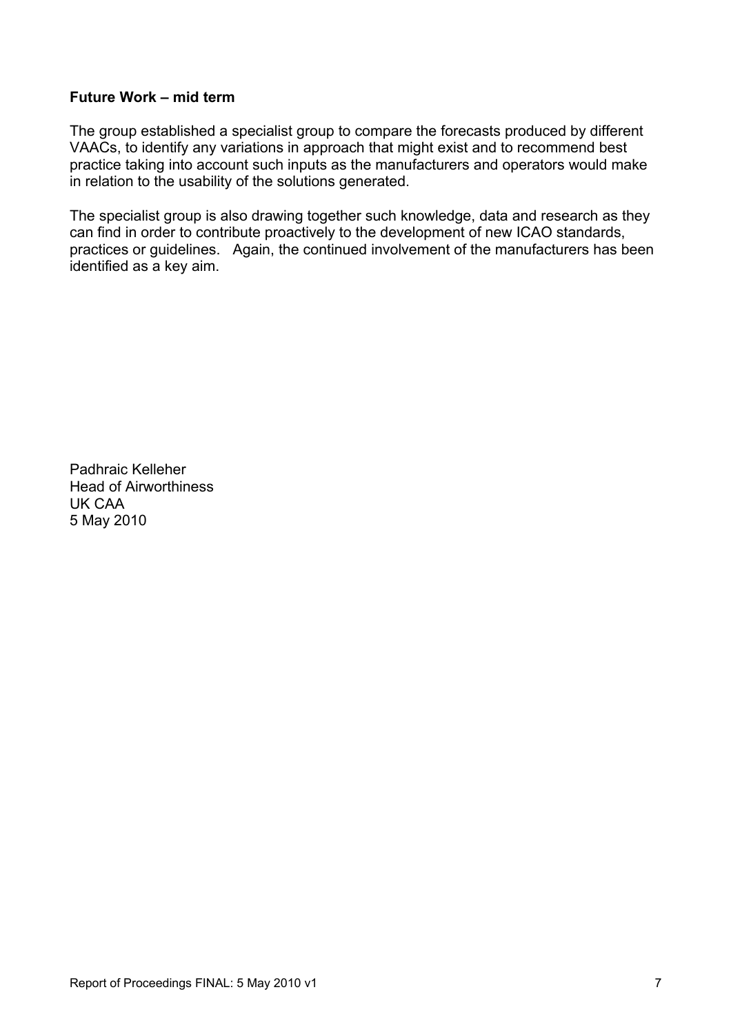**Future Work – mid term**

The group established a specialist group to compare the forecasts produced by different VAACs, to identify any variations in approach that might exist and to recommend best practice taking into account such inputs as the manufacturers and operators would make in relation to the usability of the solutions generated.

The specialist group is also drawing together such knowledge, data and research as they can find in order to contribute proactively to the development of new ICAO standards, practices or guidelines. Again, the continued involvement of the manufacturers has been identified as a key aim.

Padhraic Kelleher
Head of Airworthiness
UK CAA
5 May 2010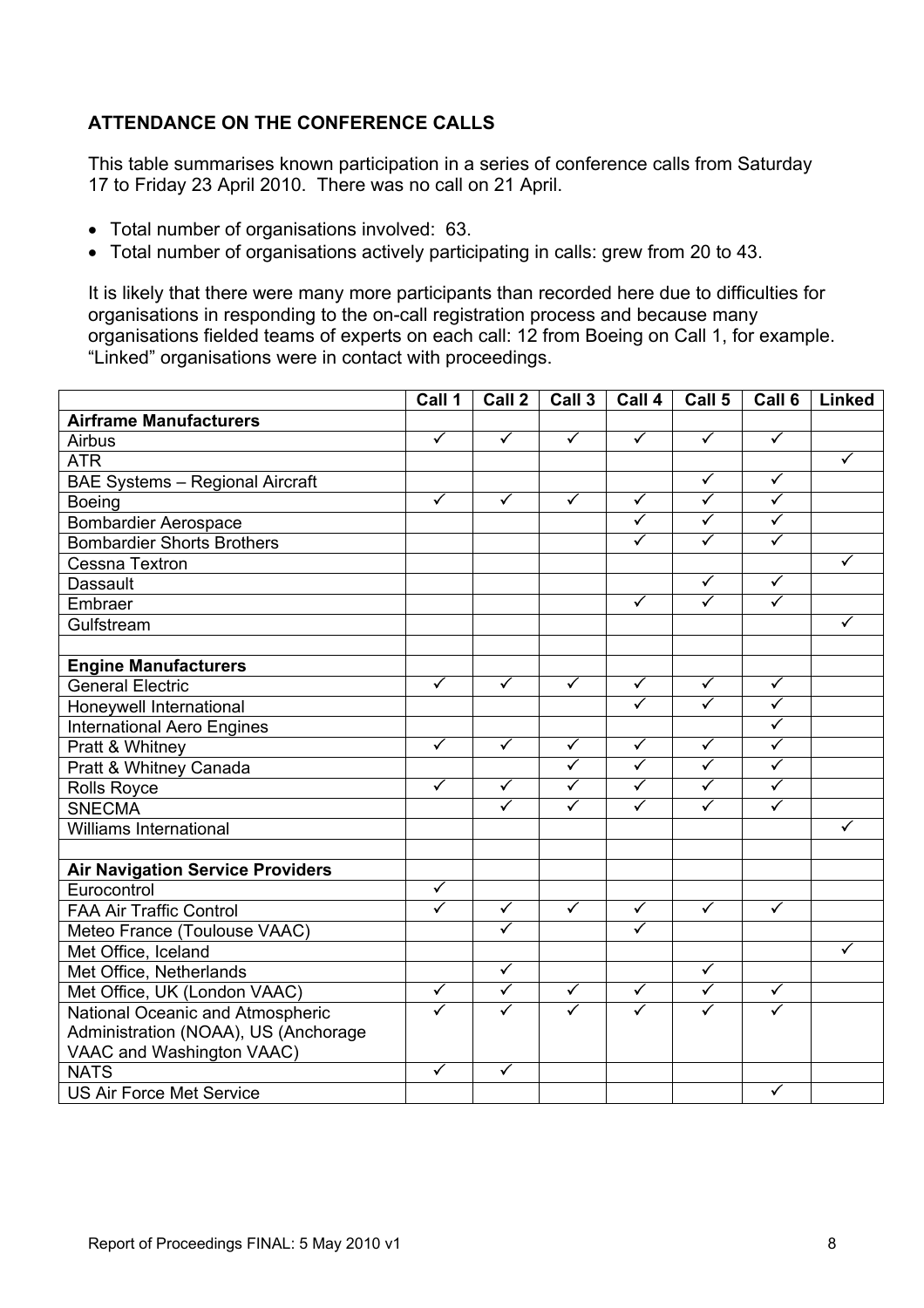**ATTENDANCE ON THE CONFERENCE CALLS**

This table summarises known participation in a series of conference calls from Saturday 17 to Friday 23 April 2010. There was no call on 21 April.

- Total number of organisations involved: 63.
- Total number of organisations actively participating in calls: grew from 20 to 43.

It is likely that there were many more participants than recorded here due to difficulties for organisations in responding to the on-call registration process and because many organisations fielded teams of experts on each call: 12 from Boeing on Call 1, for example. "Linked" organisations were in contact with proceedings.

| | Call 1 | Call 2 | Call 3 | Call 4 | Call 5 | Call 6 | Linked |
|---|---|---|---|---|---|---|---|
| **Airframe Manufacturers** | | | | | | | |
| Airbus | ✓ | ✓ | ✓ | ✓ | ✓ | ✓ | |
| ATR | | | | | | | ✓ |
| BAE Systems – Regional Aircraft | | | | | ✓ | ✓ | |
| Boeing | ✓ | ✓ | ✓ | ✓ | ✓ | ✓ | |
| Bombardier Aerospace | | | | ✓ | ✓ | ✓ | |
| Bombardier Shorts Brothers | | | | ✓ | ✓ | ✓ | |
| Cessna Textron | | | | | | | ✓ |
| Dassault | | | | | ✓ | ✓ | |
| Embraer | | | | ✓ | ✓ | ✓ | |
| Gulfstream | | | | | | | ✓ |
| | | | | | | | |
| **Engine Manufacturers** | | | | | | | |
| General Electric | ✓ | ✓ | ✓ | ✓ | ✓ | ✓ | |
| Honeywell International | | | | ✓ | ✓ | ✓ | |
| International Aero Engines | | | | | | ✓ | |
| Pratt & Whitney | ✓ | ✓ | ✓ | ✓ | ✓ | ✓ | |
| Pratt & Whitney Canada | | | ✓ | ✓ | ✓ | ✓ | |
| Rolls Royce | ✓ | ✓ | ✓ | ✓ | ✓ | ✓ | |
| SNECMA | | ✓ | ✓ | ✓ | ✓ | ✓ | |
| Williams International | | | | | | | ✓ |
| | | | | | | | |
| **Air Navigation Service Providers** | | | | | | | |
| Eurocontrol | ✓ | | | | | | |
| FAA Air Traffic Control | ✓ | ✓ | ✓ | ✓ | ✓ | ✓ | |
| Meteo France (Toulouse VAAC) | | ✓ | | ✓ | | | |
| Met Office, Iceland | | | | | | | ✓ |
| Met Office, Netherlands | | ✓ | | | ✓ | | |
| Met Office, UK (London VAAC) | ✓ | ✓ | ✓ | ✓ | ✓ | ✓ | |
| National Oceanic and Atmospheric Administration (NOAA), US (Anchorage VAAC and Washington VAAC) | ✓ | ✓ | ✓ | ✓ | ✓ | ✓ | |
| NATS | ✓ | ✓ | | | | | |
| US Air Force Met Service | | | | | | ✓ | |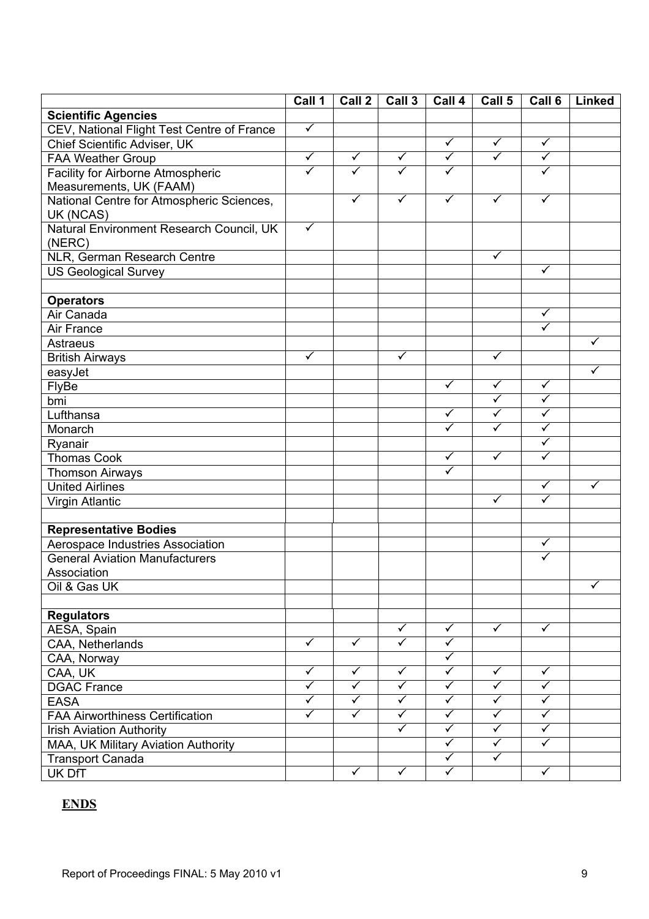| | Call 1 | Call 2 | Call 3 | Call 4 | Call 5 | Call 6 | Linked |
|---|---|---|---|---|---|---|---|
| **Scientific Agencies** | | | | | | | |
| CEV, National Flight Test Centre of France | ✓ | | | | | | |
| Chief Scientific Adviser, UK | | | | ✓ | ✓ | ✓ | |
| FAA Weather Group | ✓ | ✓ | ✓ | ✓ | ✓ | ✓ | |
| Facility for Airborne Atmospheric Measurements, UK (FAAM) | ✓ | ✓ | ✓ | ✓ | | ✓ | |
| National Centre for Atmospheric Sciences, UK (NCAS) | | ✓ | ✓ | ✓ | ✓ | ✓ | |
| Natural Environment Research Council, UK (NERC) | ✓ | | | | | | |
| NLR, German Research Centre | | | | | ✓ | | |
| US Geological Survey | | | | | | ✓ | |
| | | | | | | | |
| **Operators** | | | | | | | |
| Air Canada | | | | | | ✓ | |
| Air France | | | | | | ✓ | |
| Astraeus | | | | | | | ✓ |
| British Airways | ✓ | | ✓ | | ✓ | | |
| easyJet | | | | | | | ✓ |
| FlyBe | | | | ✓ | ✓ | ✓ | |
| bmi | | | | | ✓ | ✓ | |
| Lufthansa | | | | ✓ | ✓ | ✓ | |
| Monarch | | | | ✓ | ✓ | ✓ | |
| Ryanair | | | | | | ✓ | |
| Thomas Cook | | | | ✓ | ✓ | ✓ | |
| Thomson Airways | | | | ✓ | | | |
| United Airlines | | | | | | ✓ | ✓ |
| Virgin Atlantic | | | | | ✓ | ✓ | |
| | | | | | | | |
| **Representative Bodies** | | | | | | | |
| Aerospace Industries Association | | | | | | ✓ | |
| General Aviation Manufacturers Association | | | | | | ✓ | |
| Oil & Gas UK | | | | | | | ✓ |
| | | | | | | | |
| **Regulators** | | | | | | | |
| AESA, Spain | | | ✓ | ✓ | ✓ | ✓ | |
| CAA, Netherlands | ✓ | ✓ | ✓ | ✓ | | | |
| CAA, Norway | | | | ✓ | | | |
| CAA, UK | ✓ | ✓ | ✓ | ✓ | ✓ | ✓ | |
| DGAC France | ✓ | ✓ | ✓ | ✓ | ✓ | ✓ | |
| EASA | ✓ | ✓ | ✓ | ✓ | ✓ | ✓ | |
| FAA Airworthiness Certification | ✓ | ✓ | ✓ | ✓ | ✓ | ✓ | |
| Irish Aviation Authority | | | ✓ | ✓ | ✓ | ✓ | |
| MAA, UK Military Aviation Authority | | | | ✓ | ✓ | ✓ | |
| Transport Canada | | | | ✓ | ✓ | | |
| UK DfT | | ✓ | ✓ | ✓ | | ✓ | |

**ENDS**

Report of Proceedings FINAL: 5 May 2010 v1